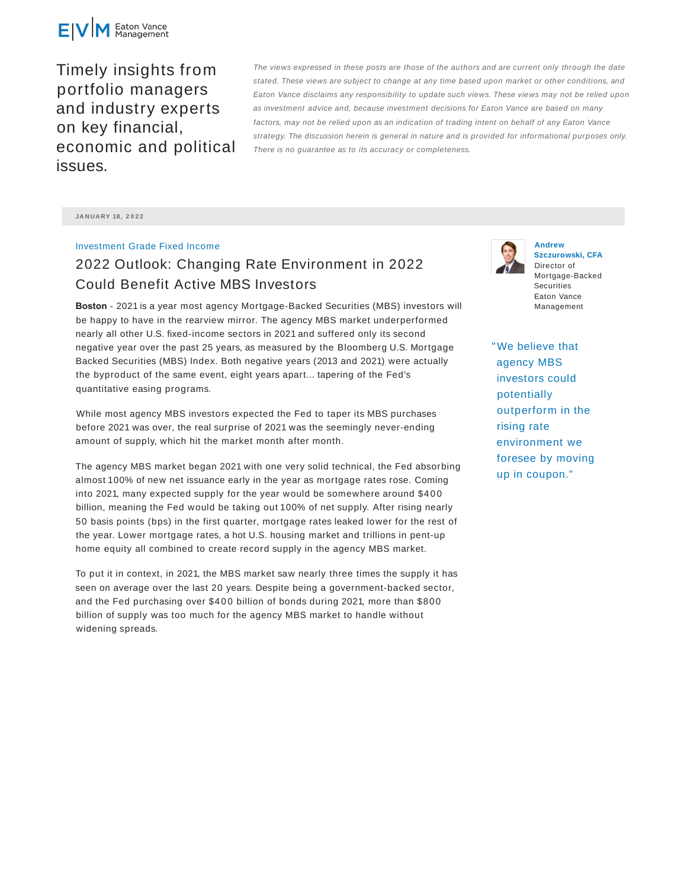Eaton Vance Management

Timely insights from portfolio managers and industry experts on key financial, economic and political issues.

*The views expressed in these posts are those of the authors and are current only through the date stated. These views are subject to change at any time based upon market or other conditions, and Eaton Vance disclaims any responsibility to update such views. These views may not be relied upon as investment advice and, because investment decisions for Eaton Vance are based on many factors, may not be relied upon as an indication of trading intent on behalf of any Eaton Vance strategy. The discussion herein is general in nature and is provided for informational purposes only. There is no guarantee as to its accuracy or completeness.*

JANUARY 18, 2022

Investment Grade Fixed Income

# 2022 Outlook: Changing Rate Environment in 2022 Could Benefit Active MBS Investors

**Andrew Szczurowski, CFA**
Director of Mortgage-Backed Securities
Eaton Vance Management

"We believe that agency MBS investors could potentially outperform in the rising rate environment we foresee by moving up in coupon."

**Boston** - 2021 is a year most agency Mortgage-Backed Securities (MBS) investors will be happy to have in the rearview mirror. The agency MBS market underperformed nearly all other U.S. fixed-income sectors in 2021 and suffered only its second negative year over the past 25 years, as measured by the Bloomberg U.S. Mortgage Backed Securities (MBS) Index. Both negative years (2013 and 2021) were actually the byproduct of the same event, eight years apart... tapering of the Fed's quantitative easing programs.

While most agency MBS investors expected the Fed to taper its MBS purchases before 2021 was over, the real surprise of 2021 was the seemingly never-ending amount of supply, which hit the market month after month.

The agency MBS market began 2021 with one very solid technical, the Fed absorbing almost 100% of new net issuance early in the year as mortgage rates rose. Coming into 2021, many expected supply for the year would be somewhere around $400 billion, meaning the Fed would be taking out 100% of net supply. After rising nearly 50 basis points (bps) in the first quarter, mortgage rates leaked lower for the rest of the year. Lower mortgage rates, a hot U.S. housing market and trillions in pent-up home equity all combined to create record supply in the agency MBS market.

To put it in context, in 2021, the MBS market saw nearly three times the supply it has seen on average over the last 20 years. Despite being a government-backed sector, and the Fed purchasing over $400 billion of bonds during 2021, more than $800 billion of supply was too much for the agency MBS market to handle without widening spreads.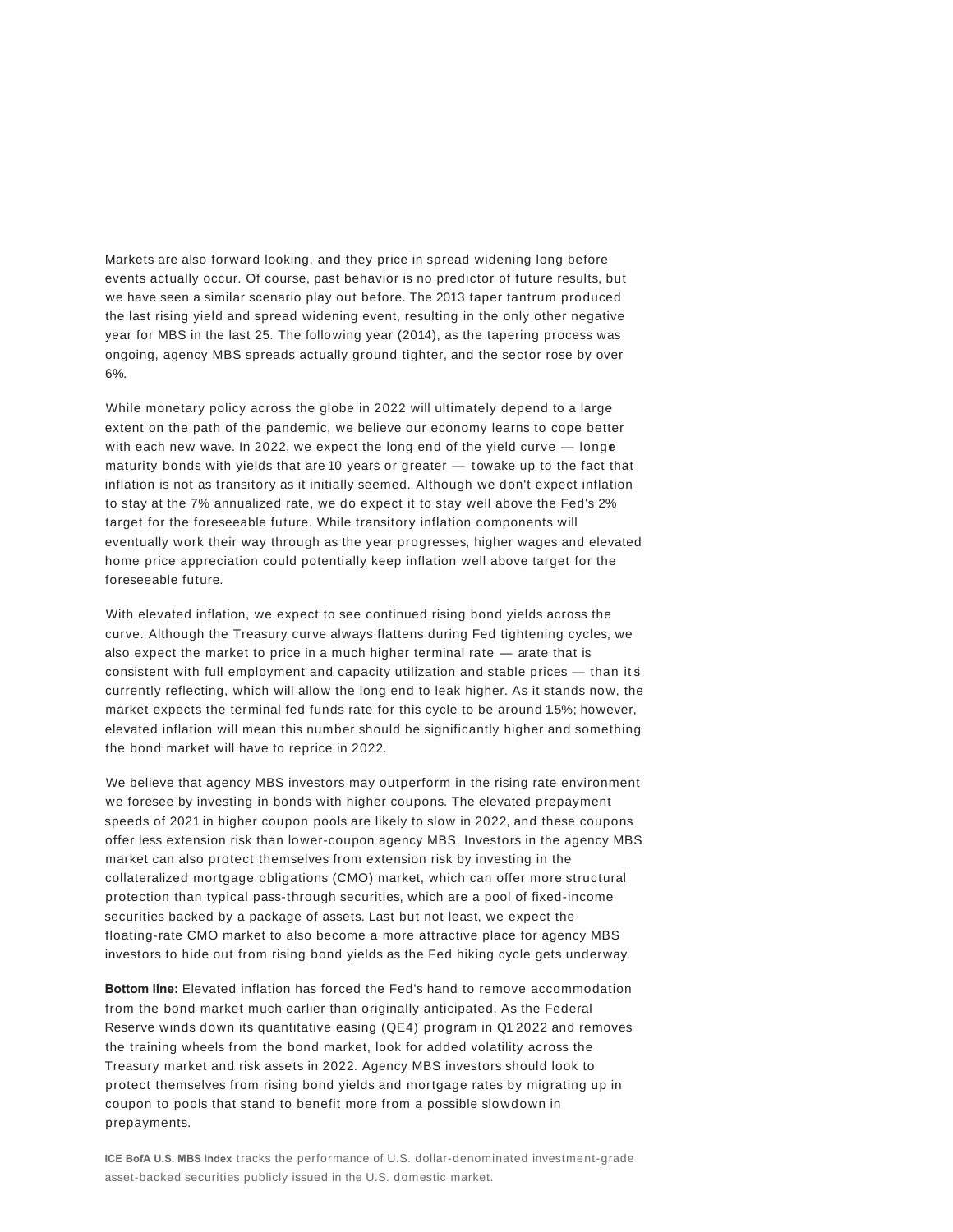Markets are also forward looking, and they price in spread widening long before events actually occur. Of course, past behavior is no predictor of future results, but we have seen a similar scenario play out before. The 2013 taper tantrum produced the last rising yield and spread widening event, resulting in the only other negative year for MBS in the last 25. The following year (2014), as the tapering process was ongoing, agency MBS spreads actually ground tighter, and the sector rose by over 6%.

While monetary policy across the globe in 2022 will ultimately depend to a large extent on the path of the pandemic, we believe our economy learns to cope better with each new wave. In 2022, we expect the long end of the yield curve — longer maturity bonds with yields that are 10 years or greater — to wake up to the fact that inflation is not as transitory as it initially seemed. Although we don't expect inflation to stay at the 7% annualized rate, we do expect it to stay well above the Fed's 2% target for the foreseeable future. While transitory inflation components will eventually work their way through as the year progresses, higher wages and elevated home price appreciation could potentially keep inflation well above target for the foreseeable future.

With elevated inflation, we expect to see continued rising bond yields across the curve. Although the Treasury curve always flattens during Fed tightening cycles, we also expect the market to price in a much higher terminal rate — a rate that is consistent with full employment and capacity utilization and stable prices — than it is currently reflecting, which will allow the long end to leak higher. As it stands now, the market expects the terminal fed funds rate for this cycle to be around 1.5%; however, elevated inflation will mean this number should be significantly higher and something the bond market will have to reprice in 2022.

We believe that agency MBS investors may outperform in the rising rate environment we foresee by investing in bonds with higher coupons. The elevated prepayment speeds of 2021 in higher coupon pools are likely to slow in 2022, and these coupons offer less extension risk than lower-coupon agency MBS. Investors in the agency MBS market can also protect themselves from extension risk by investing in the collateralized mortgage obligations (CMO) market, which can offer more structural protection than typical pass-through securities, which are a pool of fixed-income securities backed by a package of assets. Last but not least, we expect the floating-rate CMO market to also become a more attractive place for agency MBS investors to hide out from rising bond yields as the Fed hiking cycle gets underway.

**Bottom line:** Elevated inflation has forced the Fed's hand to remove accommodation from the bond market much earlier than originally anticipated. As the Federal Reserve winds down its quantitative easing (QE4) program in Q1 2022 and removes the training wheels from the bond market, look for added volatility across the Treasury market and risk assets in 2022. Agency MBS investors should look to protect themselves from rising bond yields and mortgage rates by migrating up in coupon to pools that stand to benefit more from a possible slowdown in prepayments.

**ICE BofA U.S. MBS Index** tracks the performance of U.S. dollar-denominated investment-grade asset-backed securities publicly issued in the U.S. domestic market.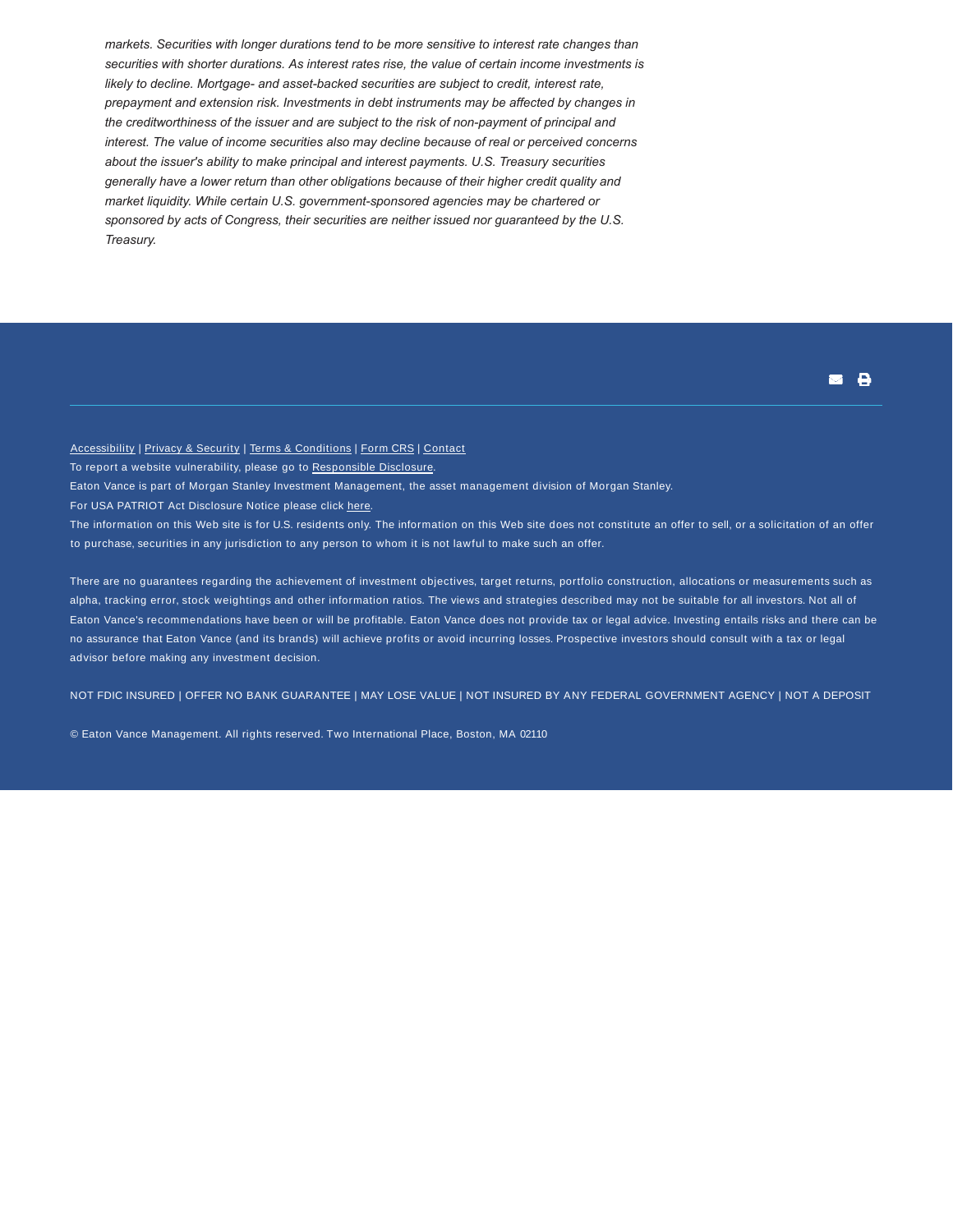*markets. Securities with longer durations tend to be more sensitive to interest rate changes than securities with shorter durations. As interest rates rise, the value of certain income investments is likely to decline. Mortgage- and asset-backed securities are subject to credit, interest rate, prepayment and extension risk. Investments in debt instruments may be affected by changes in the creditworthiness of the issuer and are subject to the risk of non-payment of principal and interest. The value of income securities also may decline because of real or perceived concerns about the issuer's ability to make principal and interest payments. U.S. Treasury securities generally have a lower return than other obligations because of their higher credit quality and market liquidity. While certain U.S. government-sponsored agencies may be chartered or sponsored by acts of Congress, their securities are neither issued nor guaranteed by the U.S. Treasury.*

Accessibility | Privacy & Security | Terms & Conditions | Form CRS | Contact

To report a website vulnerability, please go to Responsible Disclosure.

Eaton Vance is part of Morgan Stanley Investment Management, the asset management division of Morgan Stanley.

For USA PATRIOT Act Disclosure Notice please click here.

The information on this Web site is for U.S. residents only. The information on this Web site does not constitute an offer to sell, or a solicitation of an offer to purchase, securities in any jurisdiction to any person to whom it is not lawful to make such an offer.

There are no guarantees regarding the achievement of investment objectives, target returns, portfolio construction, allocations or measurements such as alpha, tracking error, stock weightings and other information ratios. The views and strategies described may not be suitable for all investors. Not all of Eaton Vance's recommendations have been or will be profitable. Eaton Vance does not provide tax or legal advice. Investing entails risks and there can be no assurance that Eaton Vance (and its brands) will achieve profits or avoid incurring losses. Prospective investors should consult with a tax or legal advisor before making any investment decision.

NOT FDIC INSURED | OFFER NO BANK GUARANTEE | MAY LOSE VALUE | NOT INSURED BY ANY FEDERAL GOVERNMENT AGENCY | NOT A DEPOSIT

© Eaton Vance Management. All rights reserved. Two International Place, Boston, MA 02110